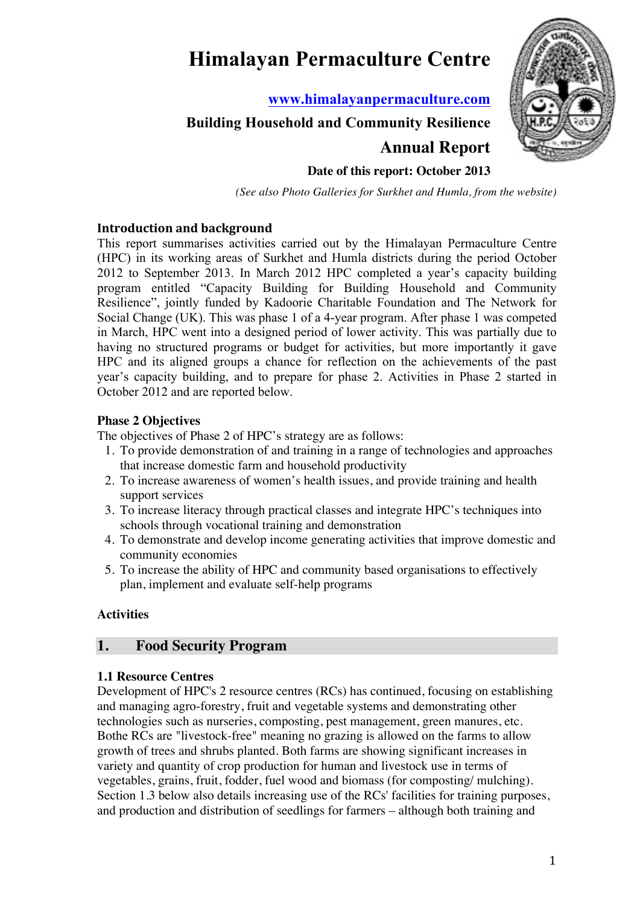# Himalayan Permaculture Centre

**www.himalayanpermaculture.com**

**Building Household and Community Resilience**

## Annual Report

**Date of this report: October 2013**

*(See also Photo Galleries for Surkhet and Humla, from the website)*

### Introduction and background

This report summarises activities carried out by the Himalayan Permaculture Centre (HPC) in its working areas of Surkhet and Humla districts during the period October 2012 to September 2013. In March 2012 HPC completed a year's capacity building program entitled "Capacity Building for Building Household and Community Resilience", jointly funded by Kadoorie Charitable Foundation and The Network for Social Change (UK). This was phase 1 of a 4-year program. After phase 1 was competed in March, HPC went into a designed period of lower activity. This was partially due to having no structured programs or budget for activities, but more importantly it gave HPC and its aligned groups a chance for reflection on the achievements of the past year's capacity building, and to prepare for phase 2. Activities in Phase 2 started in October 2012 and are reported below.

### Phase 2 Objectives

The objectives of Phase 2 of HPC's strategy are as follows:

1. To provide demonstration of and training in a range of technologies and approaches that increase domestic farm and household productivity
2. To increase awareness of women's health issues, and provide training and health support services
3. To increase literacy through practical classes and integrate HPC's techniques into schools through vocational training and demonstration
4. To demonstrate and develop income generating activities that improve domestic and community economies
5. To increase the ability of HPC and community based organisations to effectively plan, implement and evaluate self-help programs

### Activities

## 1. Food Security Program

### 1.1 Resource Centres

Development of HPC's 2 resource centres (RCs) has continued, focusing on establishing and managing agro-forestry, fruit and vegetable systems and demonstrating other technologies such as nurseries, composting, pest management, green manures, etc. Bothe RCs are "livestock-free" meaning no grazing is allowed on the farms to allow growth of trees and shrubs planted. Both farms are showing significant increases in variety and quantity of crop production for human and livestock use in terms of vegetables, grains, fruit, fodder, fuel wood and biomass (for composting/ mulching). Section 1.3 below also details increasing use of the RCs' facilities for training purposes, and production and distribution of seedlings for farmers – although both training and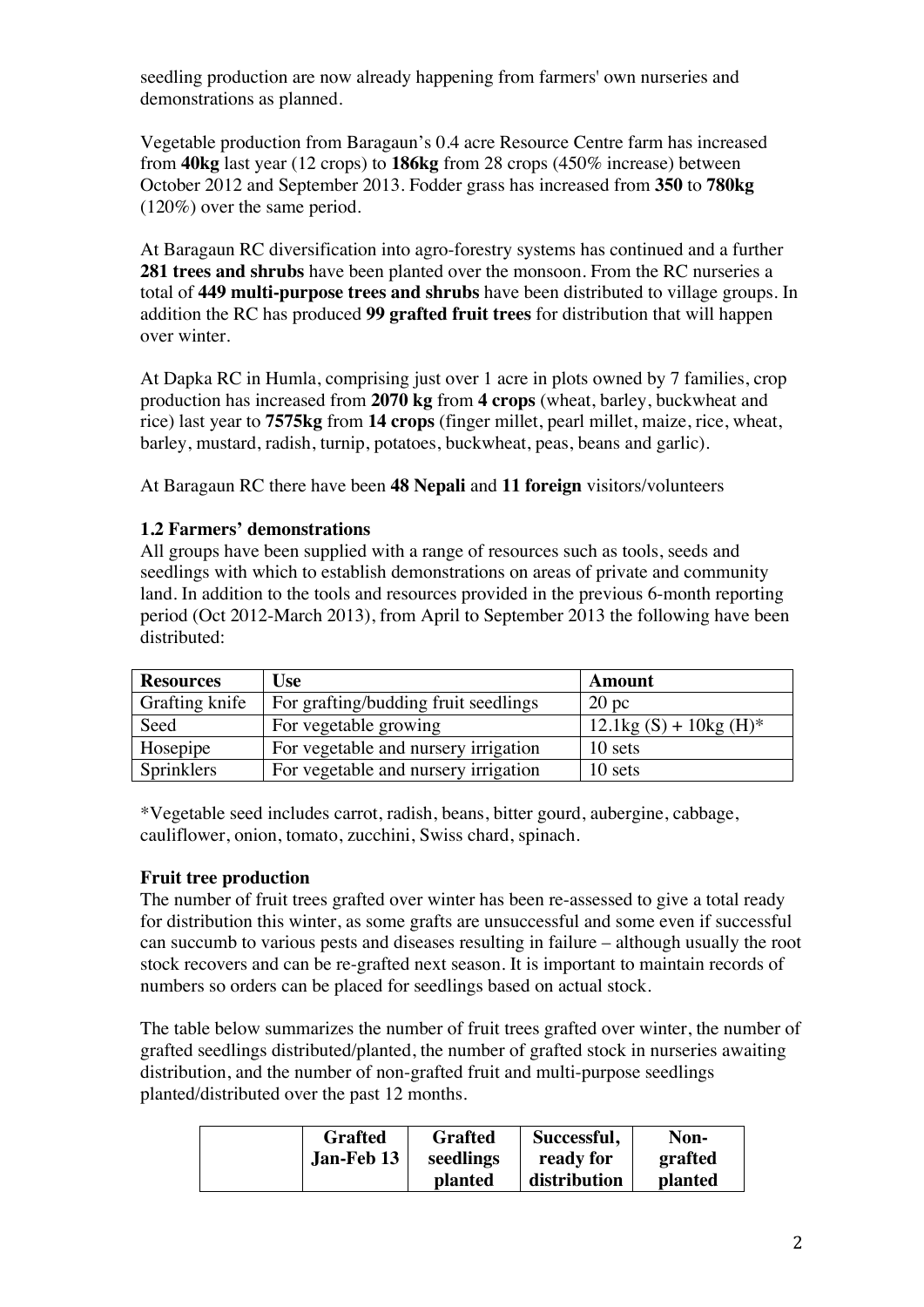seedling production are now already happening from farmers' own nurseries and demonstrations as planned.

Vegetable production from Baragaun's 0.4 acre Resource Centre farm has increased from **40kg** last year (12 crops) to **186kg** from 28 crops (450% increase) between October 2012 and September 2013. Fodder grass has increased from **350** to **780kg** (120%) over the same period.

At Baragaun RC diversification into agro-forestry systems has continued and a further **281 trees and shrubs** have been planted over the monsoon. From the RC nurseries a total of **449 multi-purpose trees and shrubs** have been distributed to village groups. In addition the RC has produced **99 grafted fruit trees** for distribution that will happen over winter.

At Dapka RC in Humla, comprising just over 1 acre in plots owned by 7 families, crop production has increased from **2070 kg** from **4 crops** (wheat, barley, buckwheat and rice) last year to **7575kg** from **14 crops** (finger millet, pearl millet, maize, rice, wheat, barley, mustard, radish, turnip, potatoes, buckwheat, peas, beans and garlic).

At Baragaun RC there have been **48 Nepali** and **11 foreign** visitors/volunteers

### 1.2 Farmers' demonstrations

All groups have been supplied with a range of resources such as tools, seeds and seedlings with which to establish demonstrations on areas of private and community land. In addition to the tools and resources provided in the previous 6-month reporting period (Oct 2012-March 2013), from April to September 2013 the following have been distributed:

| Resources | Use | Amount |
|---|---|---|
| Grafting knife | For grafting/budding fruit seedlings | 20 pc |
| Seed | For vegetable growing | 12.1kg (S) + 10kg (H)* |
| Hosepipe | For vegetable and nursery irrigation | 10 sets |
| Sprinklers | For vegetable and nursery irrigation | 10 sets |

*Vegetable seed includes carrot, radish, beans, bitter gourd, aubergine, cabbage, cauliflower, onion, tomato, zucchini, Swiss chard, spinach.

### Fruit tree production

The number of fruit trees grafted over winter has been re-assessed to give a total ready for distribution this winter, as some grafts are unsuccessful and some even if successful can succumb to various pests and diseases resulting in failure – although usually the root stock recovers and can be re-grafted next season. It is important to maintain records of numbers so orders can be placed for seedlings based on actual stock.

The table below summarizes the number of fruit trees grafted over winter, the number of grafted seedlings distributed/planted, the number of grafted stock in nurseries awaiting distribution, and the number of non-grafted fruit and multi-purpose seedlings planted/distributed over the past 12 months.

| | Grafted Jan-Feb 13 | Grafted seedlings planted | Successful, ready for distribution | Non-grafted planted |
|---|---|---|---|---|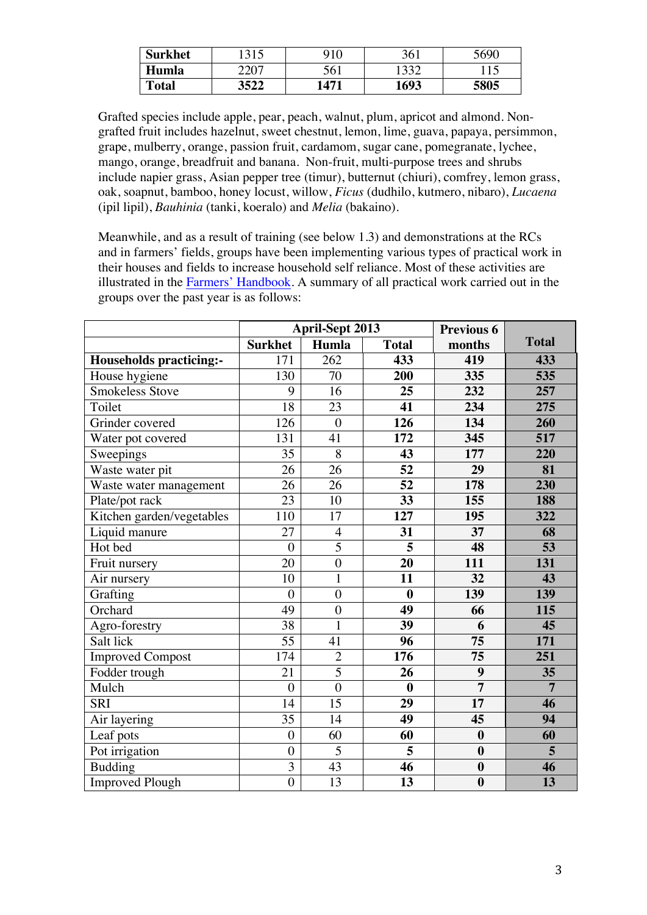| Surkhet | 1315 | 910 | 361 | 5690 |
|---|---|---|---|---|
| Humla | 2207 | 561 | 1332 | 115 |
| **Total** | **3522** | **1471** | **1693** | **5805** |

Grafted species include apple, pear, peach, walnut, plum, apricot and almond. Non-grafted fruit includes hazelnut, sweet chestnut, lemon, lime, guava, papaya, persimmon, grape, mulberry, orange, passion fruit, cardamom, sugar cane, pomegranate, lychee, mango, orange, breadfruit and banana. Non-fruit, multi-purpose trees and shrubs include napier grass, Asian pepper tree (timur), butternut (chiuri), comfrey, lemon grass, oak, soapnut, bamboo, honey locust, willow, *Ficus* (dudhilo, kutmero, nibaro), *Lucaena* (ipil lipil), *Bauhinia* (tanki, koeralo) and *Melia* (bakaino).

Meanwhile, and as a result of training (see below 1.3) and demonstrations at the RCs and in farmers' fields, groups have been implementing various types of practical work in their houses and fields to increase household self reliance. Most of these activities are illustrated in the Farmers' Handbook. A summary of all practical work carried out in the groups over the past year is as follows:

| | April-Sept 2013 | | | Previous 6 months | Total |
|---|---|---|---|---|---|
| | Surkhet | Humla | Total | | |
| **Households practicing:-** | 171 | 262 | **433** | **419** | **433** |
| House hygiene | 130 | 70 | **200** | **335** | **535** |
| Smokeless Stove | 9 | 16 | **25** | **232** | **257** |
| Toilet | 18 | 23 | **41** | **234** | **275** |
| Grinder covered | 126 | 0 | **126** | **134** | **260** |
| Water pot covered | 131 | 41 | **172** | **345** | **517** |
| Sweepings | 35 | 8 | **43** | **177** | **220** |
| Waste water pit | 26 | 26 | **52** | **29** | **81** |
| Waste water management | 26 | 26 | **52** | **178** | **230** |
| Plate/pot rack | 23 | 10 | **33** | **155** | **188** |
| Kitchen garden/vegetables | 110 | 17 | **127** | **195** | **322** |
| Liquid manure | 27 | 4 | **31** | **37** | **68** |
| Hot bed | 0 | 5 | **5** | **48** | **53** |
| Fruit nursery | 20 | 0 | **20** | **111** | **131** |
| Air nursery | 10 | 1 | **11** | **32** | **43** |
| Grafting | 0 | 0 | **0** | **139** | **139** |
| Orchard | 49 | 0 | **49** | **66** | **115** |
| Agro-forestry | 38 | 1 | **39** | **6** | **45** |
| Salt lick | 55 | 41 | **96** | **75** | **171** |
| Improved Compost | 174 | 2 | **176** | **75** | **251** |
| Fodder trough | 21 | 5 | **26** | **9** | **35** |
| Mulch | 0 | 0 | **0** | **7** | **7** |
| SRI | 14 | 15 | **29** | **17** | **46** |
| Air layering | 35 | 14 | **49** | **45** | **94** |
| Leaf pots | 0 | 60 | **60** | **0** | **60** |
| Pot irrigation | 0 | 5 | **5** | **0** | **5** |
| Budding | 3 | 43 | **46** | **0** | **46** |
| Improved Plough | 0 | 13 | **13** | **0** | **13** |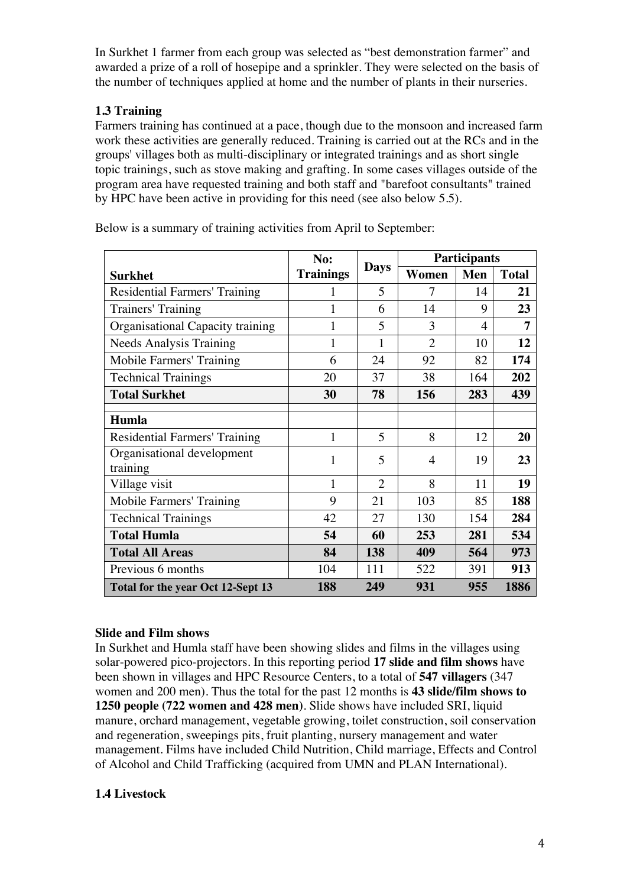In Surkhet 1 farmer from each group was selected as "best demonstration farmer" and awarded a prize of a roll of hosepipe and a sprinkler. They were selected on the basis of the number of techniques applied at home and the number of plants in their nurseries.

### 1.3 Training

Farmers training has continued at a pace, though due to the monsoon and increased farm work these activities are generally reduced. Training is carried out at the RCs and in the groups' villages both as multi-disciplinary or integrated trainings and as short single topic trainings, such as stove making and grafting. In some cases villages outside of the program area have requested training and both staff and "barefoot consultants" trained by HPC have been active in providing for this need (see also below 5.5).

Below is a summary of training activities from April to September:

| Surkhet | No: Trainings | Days | Participants | | |
|---|---|---|---|---|---|
| | | | Women | Men | Total |
| Residential Farmers' Training | 1 | 5 | 7 | 14 | **21** |
| Trainers' Training | 1 | 6 | 14 | 9 | **23** |
| Organisational Capacity training | 1 | 5 | 3 | 4 | **7** |
| Needs Analysis Training | 1 | 1 | 2 | 10 | **12** |
| Mobile Farmers' Training | 6 | 24 | 92 | 82 | **174** |
| Technical Trainings | 20 | 37 | 38 | 164 | **202** |
| **Total Surkhet** | **30** | **78** | **156** | **283** | **439** |
| | | | | | |
| **Humla** | | | | | |
| Residential Farmers' Training | 1 | 5 | 8 | 12 | **20** |
| Organisational development training | 1 | 5 | 4 | 19 | **23** |
| Village visit | 1 | 2 | 8 | 11 | **19** |
| Mobile Farmers' Training | 9 | 21 | 103 | 85 | **188** |
| Technical Trainings | 42 | 27 | 130 | 154 | **284** |
| **Total Humla** | **54** | **60** | **253** | **281** | **534** |
| **Total All Areas** | **84** | **138** | **409** | **564** | **973** |
| Previous 6 months | 104 | 111 | 522 | 391 | **913** |
| **Total for the year Oct 12-Sept 13** | **188** | **249** | **931** | **955** | **1886** |

**Slide and Film shows**

In Surkhet and Humla staff have been showing slides and films in the villages using solar-powered pico-projectors. In this reporting period **17 slide and film shows** have been shown in villages and HPC Resource Centers, to a total of **547 villagers** (347 women and 200 men). Thus the total for the past 12 months is **43 slide/film shows to 1250 people (722 women and 428 men)**. Slide shows have included SRI, liquid manure, orchard management, vegetable growing, toilet construction, soil conservation and regeneration, sweepings pits, fruit planting, nursery management and water management. Films have included Child Nutrition, Child marriage, Effects and Control of Alcohol and Child Trafficking (acquired from UMN and PLAN International).

### 1.4 Livestock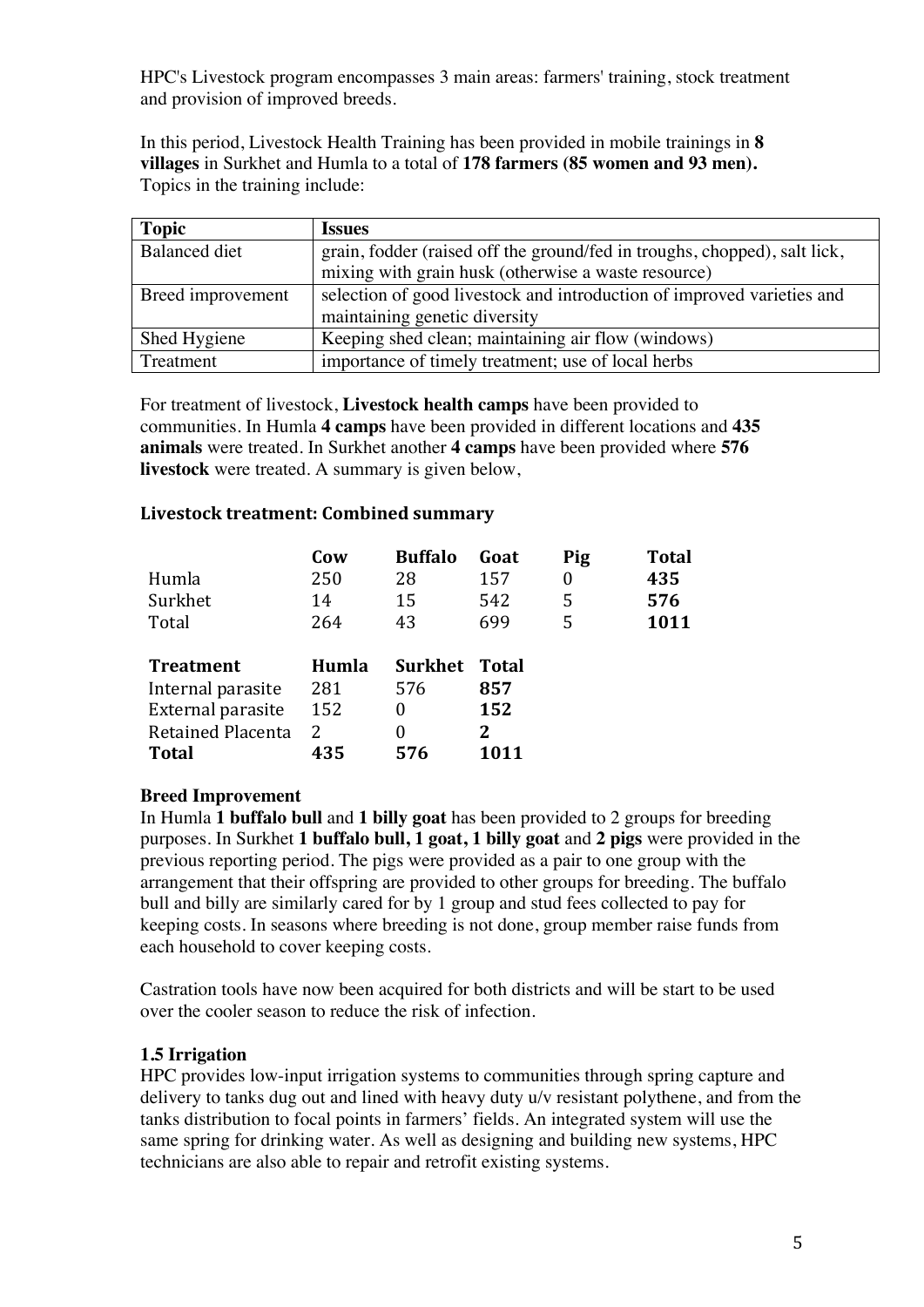HPC's Livestock program encompasses 3 main areas: farmers' training, stock treatment and provision of improved breeds.

In this period, Livestock Health Training has been provided in mobile trainings in **8 villages** in Surkhet and Humla to a total of **178 farmers (85 women and 93 men).** Topics in the training include:

| **Topic** | **Issues** |
| --- | --- |
| Balanced diet | grain, fodder (raised off the ground/fed in troughs, chopped), salt lick, mixing with grain husk (otherwise a waste resource) |
| Breed improvement | selection of good livestock and introduction of improved varieties and maintaining genetic diversity |
| Shed Hygiene | Keeping shed clean; maintaining air flow (windows) |
| Treatment | importance of timely treatment; use of local herbs |

For treatment of livestock, **Livestock health camps** have been provided to communities. In Humla **4 camps** have been provided in different locations and **435 animals** were treated. In Surkhet another **4 camps** have been provided where **576 livestock** were treated. A summary is given below,

#### Livestock treatment: Combined summary

| | **Cow** | **Buffalo** | **Goat** | **Pig** | **Total** |
| --- | --- | --- | --- | --- | --- |
| Humla | 250 | 28 | 157 | 0 | **435** |
| Surkhet | 14 | 15 | 542 | 5 | **576** |
| Total | 264 | 43 | 699 | 5 | **1011** |

| **Treatment** | **Humla** | **Surkhet** | **Total** |
| --- | --- | --- | --- |
| Internal parasite | 281 | 576 | **857** |
| External parasite | 152 | 0 | **152** |
| Retained Placenta | 2 | 0 | **2** |
| **Total** | **435** | **576** | **1011** |

**Breed Improvement**

In Humla **1 buffalo bull** and **1 billy goat** has been provided to 2 groups for breeding purposes. In Surkhet **1 buffalo bull, 1 goat, 1 billy goat** and **2 pigs** were provided in the previous reporting period. The pigs were provided as a pair to one group with the arrangement that their offspring are provided to other groups for breeding. The buffalo bull and billy are similarly cared for by 1 group and stud fees collected to pay for keeping costs. In seasons where breeding is not done, group member raise funds from each household to cover keeping costs.

Castration tools have now been acquired for both districts and will be start to be used over the cooler season to reduce the risk of infection.

### 1.5 Irrigation

HPC provides low-input irrigation systems to communities through spring capture and delivery to tanks dug out and lined with heavy duty u/v resistant polythene, and from the tanks distribution to focal points in farmers' fields. An integrated system will use the same spring for drinking water. As well as designing and building new systems, HPC technicians are also able to repair and retrofit existing systems.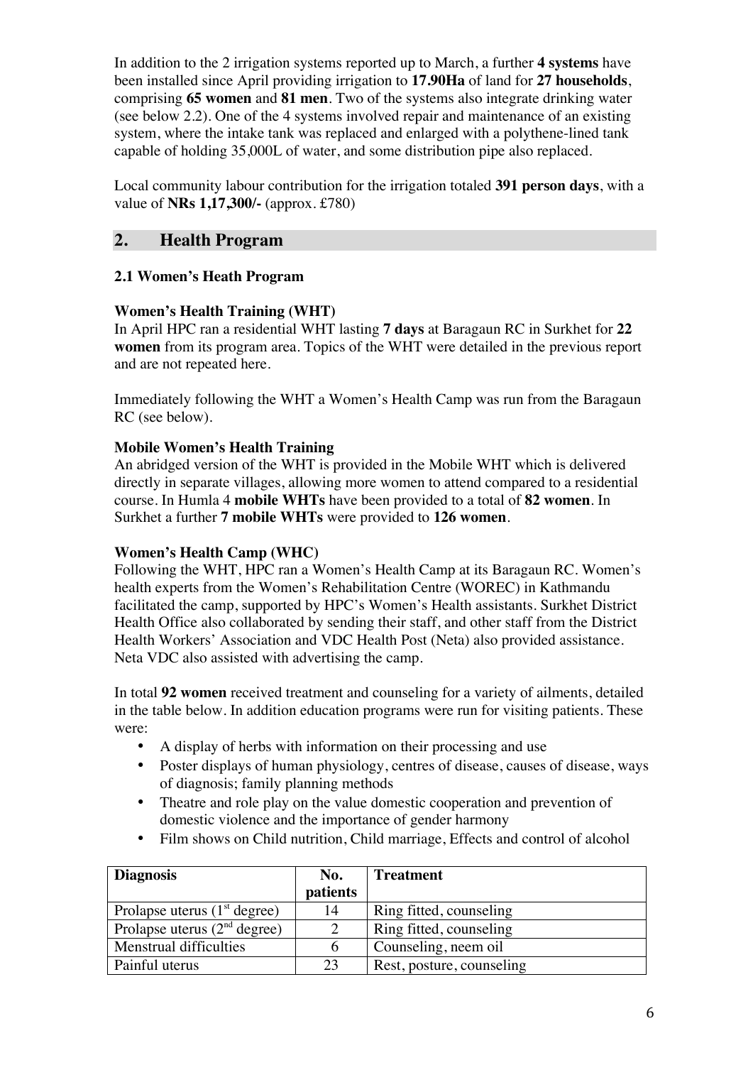In addition to the 2 irrigation systems reported up to March, a further **4 systems** have been installed since April providing irrigation to **17.90Ha** of land for **27 households**, comprising **65 women** and **81 men**. Two of the systems also integrate drinking water (see below 2.2). One of the 4 systems involved repair and maintenance of an existing system, where the intake tank was replaced and enlarged with a polythene-lined tank capable of holding 35,000L of water, and some distribution pipe also replaced.

Local community labour contribution for the irrigation totaled **391 person days**, with a value of **NRs 1,17,300/-** (approx. £780)

## 2. Health Program

### 2.1 Women's Heath Program

**Women's Health Training (WHT)**

In April HPC ran a residential WHT lasting **7 days** at Baragaun RC in Surkhet for **22 women** from its program area. Topics of the WHT were detailed in the previous report and are not repeated here.

Immediately following the WHT a Women's Health Camp was run from the Baragaun RC (see below).

**Mobile Women's Health Training**

An abridged version of the WHT is provided in the Mobile WHT which is delivered directly in separate villages, allowing more women to attend compared to a residential course. In Humla 4 **mobile WHTs** have been provided to a total of **82 women**. In Surkhet a further **7 mobile WHTs** were provided to **126 women**.

**Women's Health Camp (WHC)**

Following the WHT, HPC ran a Women's Health Camp at its Baragaun RC. Women's health experts from the Women's Rehabilitation Centre (WOREC) in Kathmandu facilitated the camp, supported by HPC's Women's Health assistants. Surkhet District Health Office also collaborated by sending their staff, and other staff from the District Health Workers' Association and VDC Health Post (Neta) also provided assistance. Neta VDC also assisted with advertising the camp.

In total **92 women** received treatment and counseling for a variety of ailments, detailed in the table below. In addition education programs were run for visiting patients. These were:

- A display of herbs with information on their processing and use
- Poster displays of human physiology, centres of disease, causes of disease, ways of diagnosis; family planning methods
- Theatre and role play on the value domestic cooperation and prevention of domestic violence and the importance of gender harmony
- Film shows on Child nutrition, Child marriage, Effects and control of alcohol

| Diagnosis | No. patients | Treatment |
|---|---|---|
| Prolapse uterus (1st degree) | 14 | Ring fitted, counseling |
| Prolapse uterus (2nd degree) | 2 | Ring fitted, counseling |
| Menstrual difficulties | 6 | Counseling, neem oil |
| Painful uterus | 23 | Rest, posture, counseling |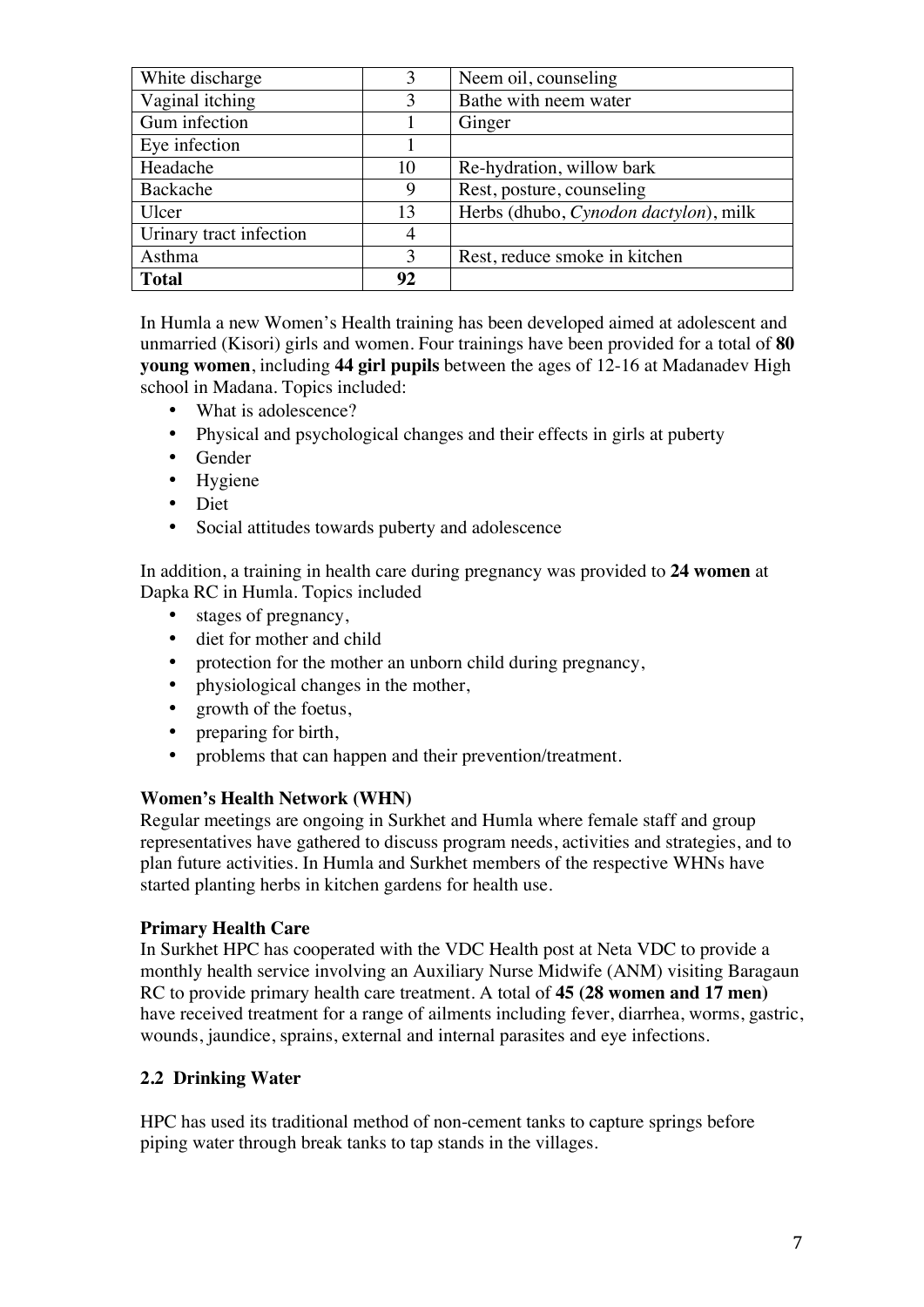| White discharge | 3 | Neem oil, counseling |
|---|---|---|
| Vaginal itching | 3 | Bathe with neem water |
| Gum infection | 1 | Ginger |
| Eye infection | 1 | |
| Headache | 10 | Re-hydration, willow bark |
| Backache | 9 | Rest, posture, counseling |
| Ulcer | 13 | Herbs (dhubo, *Cynodon dactylon*), milk |
| Urinary tract infection | 4 | |
| Asthma | 3 | Rest, reduce smoke in kitchen |
| **Total** | **92** | |

In Humla a new Women's Health training has been developed aimed at adolescent and unmarried (Kisori) girls and women. Four trainings have been provided for a total of **80 young women**, including **44 girl pupils** between the ages of 12-16 at Madanadev High school in Madana. Topics included:

- What is adolescence?
- Physical and psychological changes and their effects in girls at puberty
- Gender
- Hygiene
- Diet
- Social attitudes towards puberty and adolescence

In addition, a training in health care during pregnancy was provided to **24 women** at Dapka RC in Humla. Topics included

- stages of pregnancy,
- diet for mother and child
- protection for the mother an unborn child during pregnancy,
- physiological changes in the mother,
- growth of the foetus,
- preparing for birth,
- problems that can happen and their prevention/treatment.

**Women's Health Network (WHN)**

Regular meetings are ongoing in Surkhet and Humla where female staff and group representatives have gathered to discuss program needs, activities and strategies, and to plan future activities. In Humla and Surkhet members of the respective WHNs have started planting herbs in kitchen gardens for health use.

**Primary Health Care**

In Surkhet HPC has cooperated with the VDC Health post at Neta VDC to provide a monthly health service involving an Auxiliary Nurse Midwife (ANM) visiting Baragaun RC to provide primary health care treatment. A total of **45 (28 women and 17 men)** have received treatment for a range of ailments including fever, diarrhea, worms, gastric, wounds, jaundice, sprains, external and internal parasites and eye infections.

## 2.2 Drinking Water

HPC has used its traditional method of non-cement tanks to capture springs before piping water through break tanks to tap stands in the villages.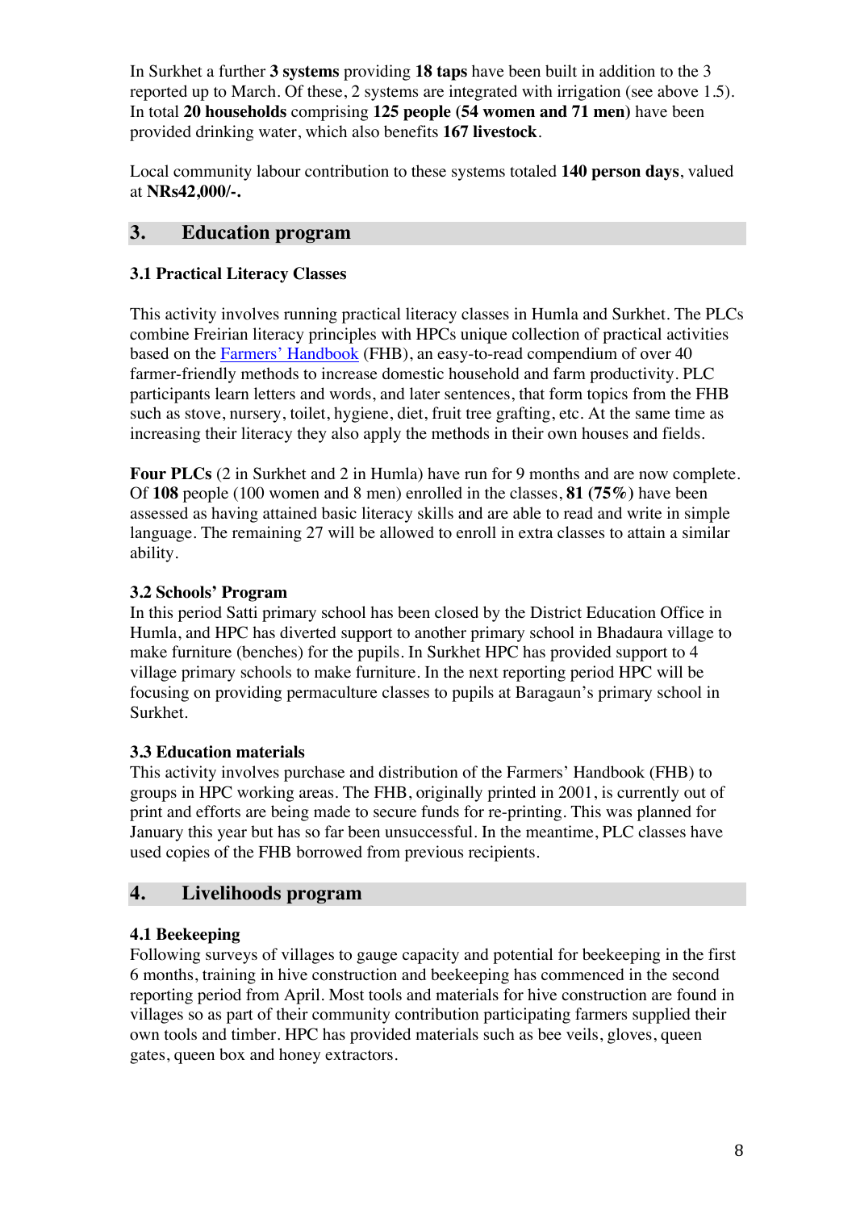In Surkhet a further **3 systems** providing **18 taps** have been built in addition to the 3 reported up to March. Of these, 2 systems are integrated with irrigation (see above 1.5). In total **20 households** comprising **125 people (54 women and 71 men)** have been provided drinking water, which also benefits **167 livestock**.

Local community labour contribution to these systems totaled **140 person days**, valued at **NRs42,000/-.**

## 3. Education program

### 3.1 Practical Literacy Classes

This activity involves running practical literacy classes in Humla and Surkhet. The PLCs combine Freirian literacy principles with HPCs unique collection of practical activities based on the Farmers' Handbook (FHB), an easy-to-read compendium of over 40 farmer-friendly methods to increase domestic household and farm productivity. PLC participants learn letters and words, and later sentences, that form topics from the FHB such as stove, nursery, toilet, hygiene, diet, fruit tree grafting, etc. At the same time as increasing their literacy they also apply the methods in their own houses and fields.

**Four PLCs** (2 in Surkhet and 2 in Humla) have run for 9 months and are now complete. Of **108** people (100 women and 8 men) enrolled in the classes, **81 (75%)** have been assessed as having attained basic literacy skills and are able to read and write in simple language. The remaining 27 will be allowed to enroll in extra classes to attain a similar ability.

### 3.2 Schools' Program

In this period Satti primary school has been closed by the District Education Office in Humla, and HPC has diverted support to another primary school in Bhadaura village to make furniture (benches) for the pupils. In Surkhet HPC has provided support to 4 village primary schools to make furniture. In the next reporting period HPC will be focusing on providing permaculture classes to pupils at Baragaun's primary school in Surkhet.

### 3.3 Education materials

This activity involves purchase and distribution of the Farmers' Handbook (FHB) to groups in HPC working areas. The FHB, originally printed in 2001, is currently out of print and efforts are being made to secure funds for re-printing. This was planned for January this year but has so far been unsuccessful. In the meantime, PLC classes have used copies of the FHB borrowed from previous recipients.

## 4. Livelihoods program

### 4.1 Beekeeping

Following surveys of villages to gauge capacity and potential for beekeeping in the first 6 months, training in hive construction and beekeeping has commenced in the second reporting period from April. Most tools and materials for hive construction are found in villages so as part of their community contribution participating farmers supplied their own tools and timber. HPC has provided materials such as bee veils, gloves, queen gates, queen box and honey extractors.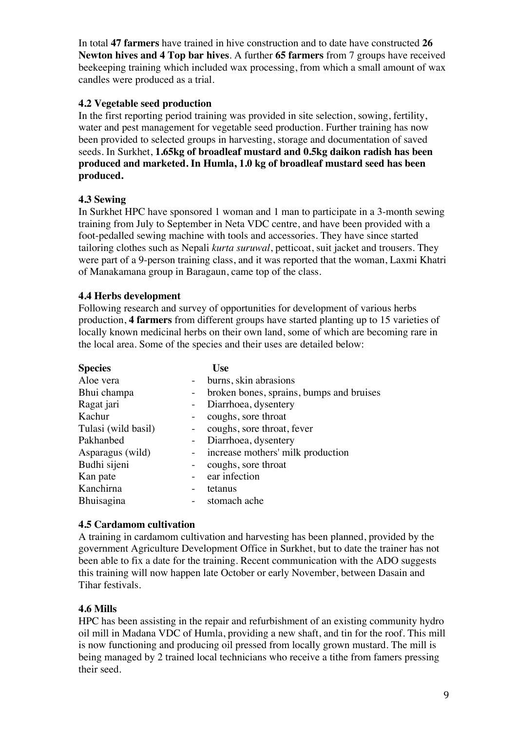In total **47 farmers** have trained in hive construction and to date have constructed **26 Newton hives and 4 Top bar hives**. A further **65 farmers** from 7 groups have received beekeeping training which included wax processing, from which a small amount of wax candles were produced as a trial.

### 4.2 Vegetable seed production

In the first reporting period training was provided in site selection, sowing, fertility, water and pest management for vegetable seed production. Further training has now been provided to selected groups in harvesting, storage and documentation of saved seeds. In Surkhet, **1.65kg of broadleaf mustard and 0.5kg daikon radish has been produced and marketed. In Humla, 1.0 kg of broadleaf mustard seed has been produced.**

### 4.3 Sewing

In Surkhet HPC have sponsored 1 woman and 1 man to participate in a 3-month sewing training from July to September in Neta VDC centre, and have been provided with a foot-pedalled sewing machine with tools and accessories. They have since started tailoring clothes such as Nepali *kurta suruwal*, petticoat, suit jacket and trousers. They were part of a 9-person training class, and it was reported that the woman, Laxmi Khatri of Manakamana group in Baragaun, came top of the class.

### 4.4 Herbs development

Following research and survey of opportunities for development of various herbs production, **4 farmers** from different groups have started planting up to 15 varieties of locally known medicinal herbs on their own land, some of which are becoming rare in the local area. Some of the species and their uses are detailed below:

| Species | | Use |
|---|---|---|
| Aloe vera | - | burns, skin abrasions |
| Bhui champa | - | broken bones, sprains, bumps and bruises |
| Ragat jari | - | Diarrhoea, dysentery |
| Kachur | - | coughs, sore throat |
| Tulasi (wild basil) | - | coughs, sore throat, fever |
| Pakhanbed | - | Diarrhoea, dysentery |
| Asparagus (wild) | - | increase mothers' milk production |
| Budhi sijeni | - | coughs, sore throat |
| Kan pate | - | ear infection |
| Kanchirna | - | tetanus |
| Bhuisagina | - | stomach ache |

### 4.5 Cardamom cultivation

A training in cardamom cultivation and harvesting has been planned, provided by the government Agriculture Development Office in Surkhet, but to date the trainer has not been able to fix a date for the training. Recent communication with the ADO suggests this training will now happen late October or early November, between Dasain and Tihar festivals.

### 4.6 Mills

HPC has been assisting in the repair and refurbishment of an existing community hydro oil mill in Madana VDC of Humla, providing a new shaft, and tin for the roof. This mill is now functioning and producing oil pressed from locally grown mustard. The mill is being managed by 2 trained local technicians who receive a tithe from famers pressing their seed.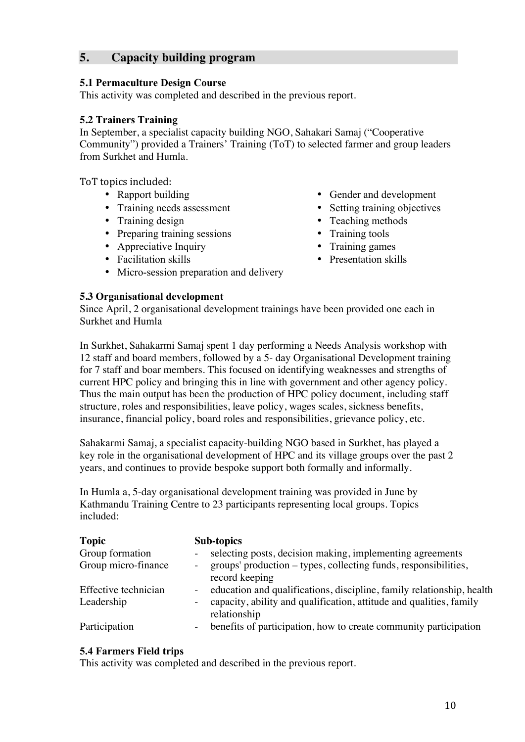## 5. Capacity building program

### 5.1 Permaculture Design Course

This activity was completed and described in the previous report.

### 5.2 Trainers Training

In September, a specialist capacity building NGO, Sahakari Samaj ("Cooperative Community") provided a Trainers' Training (ToT) to selected farmer and group leaders from Surkhet and Humla.

ToT topics included:

- Rapport building
- Training needs assessment
- Training design
- Preparing training sessions
- Appreciative Inquiry
- Facilitation skills
- Micro-session preparation and delivery
- Gender and development
- Setting training objectives
- Teaching methods
- Training tools
- Training games
- Presentation skills

### 5.3 Organisational development

Since April, 2 organisational development trainings have been provided one each in Surkhet and Humla

In Surkhet, Sahakarmi Samaj spent 1 day performing a Needs Analysis workshop with 12 staff and board members, followed by a 5- day Organisational Development training for 7 staff and boar members. This focused on identifying weaknesses and strengths of current HPC policy and bringing this in line with government and other agency policy. Thus the main output has been the production of HPC policy document, including staff structure, roles and responsibilities, leave policy, wages scales, sickness benefits, insurance, financial policy, board roles and responsibilities, grievance policy, etc.

Sahakarmi Samaj, a specialist capacity-building NGO based in Surkhet, has played a key role in the organisational development of HPC and its village groups over the past 2 years, and continues to provide bespoke support both formally and informally.

In Humla a, 5-day organisational development training was provided in June by Kathmandu Training Centre to 23 participants representing local groups. Topics included:

| Topic | Sub-topics |
|---|---|
| Group formation | - selecting posts, decision making, implementing agreements |
| Group micro-finance | - groups' production – types, collecting funds, responsibilities, record keeping |
| Effective technician | - education and qualifications, discipline, family relationship, health |
| Leadership | - capacity, ability and qualification, attitude and qualities, family relationship |
| Participation | - benefits of participation, how to create community participation |

### 5.4 Farmers Field trips

This activity was completed and described in the previous report.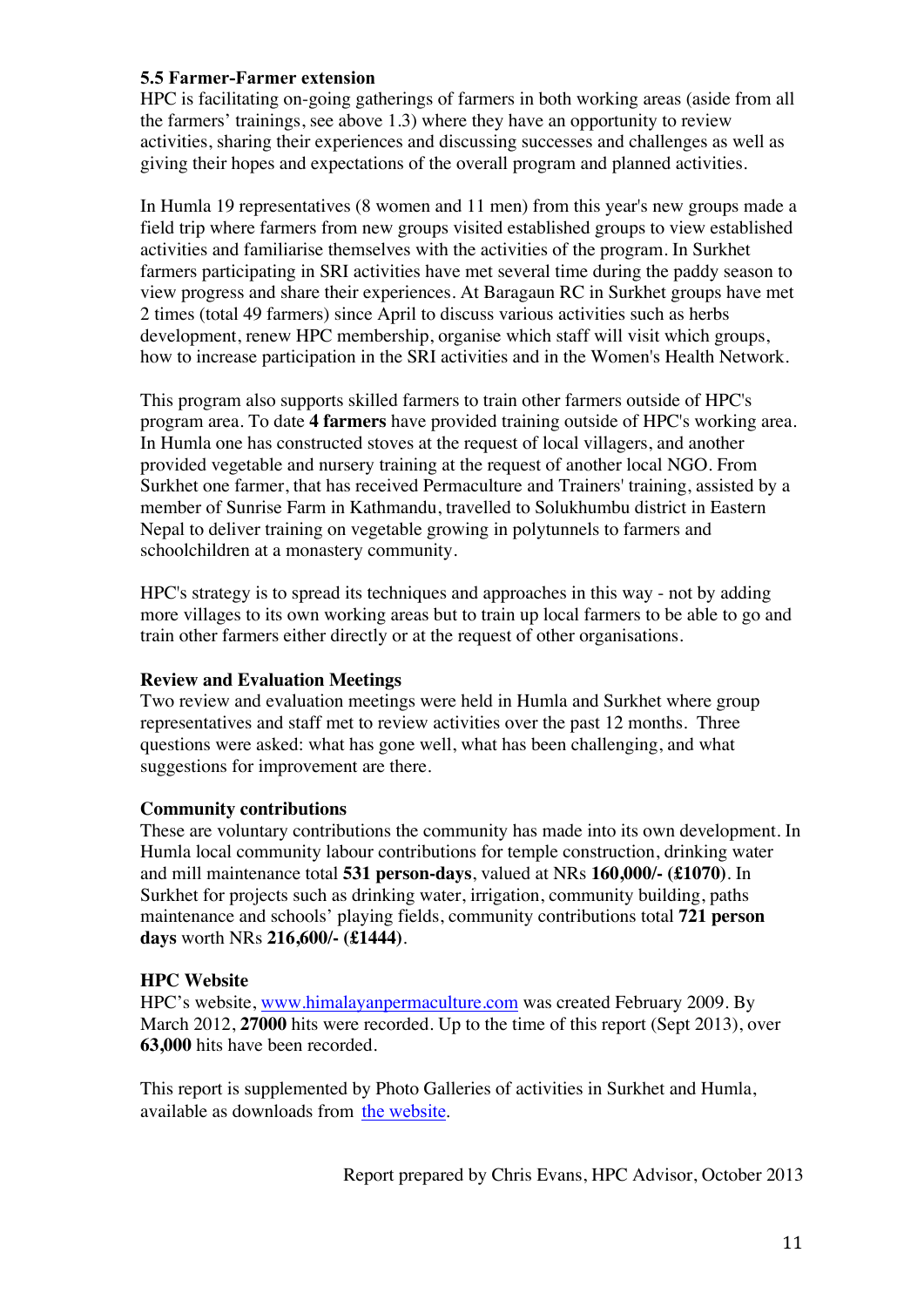### 5.5 Farmer-Farmer extension

HPC is facilitating on-going gatherings of farmers in both working areas (aside from all the farmers' trainings, see above 1.3) where they have an opportunity to review activities, sharing their experiences and discussing successes and challenges as well as giving their hopes and expectations of the overall program and planned activities.

In Humla 19 representatives (8 women and 11 men) from this year's new groups made a field trip where farmers from new groups visited established groups to view established activities and familiarise themselves with the activities of the program. In Surkhet farmers participating in SRI activities have met several time during the paddy season to view progress and share their experiences. At Baragaun RC in Surkhet groups have met 2 times (total 49 farmers) since April to discuss various activities such as herbs development, renew HPC membership, organise which staff will visit which groups, how to increase participation in the SRI activities and in the Women's Health Network.

This program also supports skilled farmers to train other farmers outside of HPC's program area. To date **4 farmers** have provided training outside of HPC's working area. In Humla one has constructed stoves at the request of local villagers, and another provided vegetable and nursery training at the request of another local NGO. From Surkhet one farmer, that has received Permaculture and Trainers' training, assisted by a member of Sunrise Farm in Kathmandu, travelled to Solukhumbu district in Eastern Nepal to deliver training on vegetable growing in polytunnels to farmers and schoolchildren at a monastery community.

HPC's strategy is to spread its techniques and approaches in this way - not by adding more villages to its own working areas but to train up local farmers to be able to go and train other farmers either directly or at the request of other organisations.

### Review and Evaluation Meetings

Two review and evaluation meetings were held in Humla and Surkhet where group representatives and staff met to review activities over the past 12 months. Three questions were asked: what has gone well, what has been challenging, and what suggestions for improvement are there.

### Community contributions

These are voluntary contributions the community has made into its own development. In Humla local community labour contributions for temple construction, drinking water and mill maintenance total **531 person-days**, valued at NRs **160,000/- (£1070)**. In Surkhet for projects such as drinking water, irrigation, community building, paths maintenance and schools' playing fields, community contributions total **721 person days** worth NRs **216,600/- (£1444)**.

### HPC Website

HPC's website, [www.himalayanpermaculture.com](www.himalayanpermaculture.com) was created February 2009. By March 2012, **27000** hits were recorded. Up to the time of this report (Sept 2013), over **63,000** hits have been recorded.

This report is supplemented by Photo Galleries of activities in Surkhet and Humla, available as downloads from the website.

Report prepared by Chris Evans, HPC Advisor, October 2013